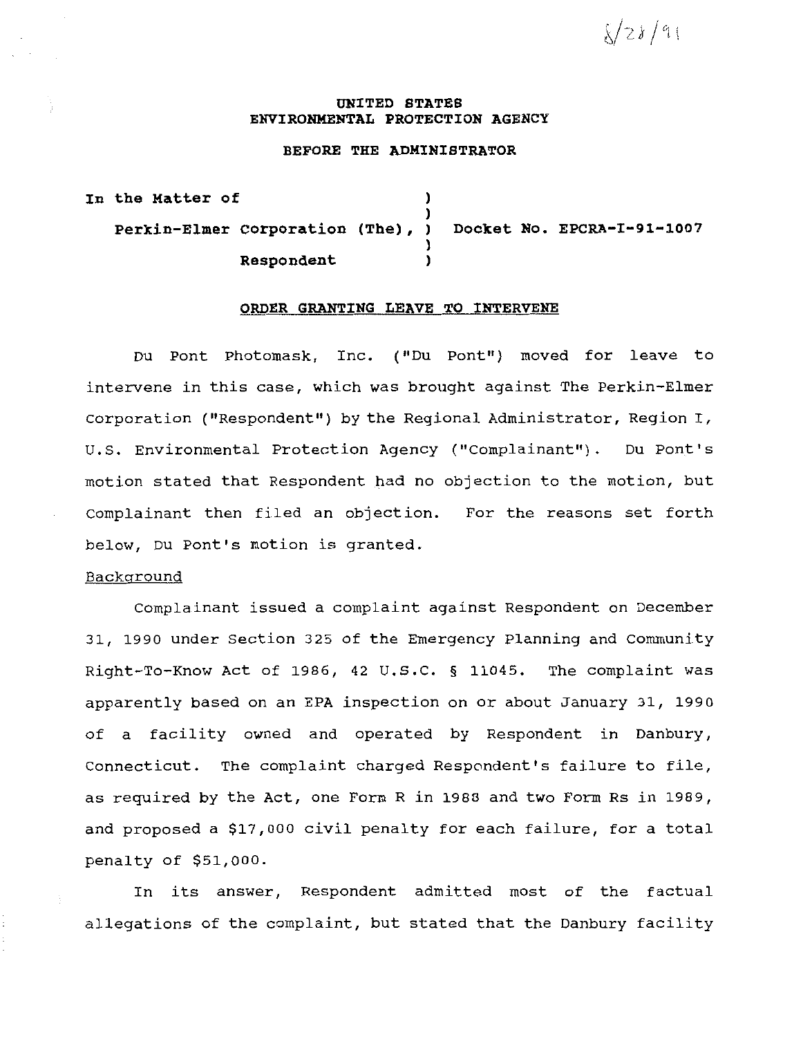8/28/91

**UNITED STATES**
**ENVIRONMENTAL PROTECTION AGENCY**

**BEFORE THE ADMINISTRATOR**

| | | |
|---|---|---|
| **In the Matter of** | ) | |
| | ) | |
| **Perkin-Elmer Corporation (The),** | ) | **Docket No. EPCRA-I-91-1007** |
| | ) | |
| **Respondent** | ) | |

**ORDER GRANTING LEAVE TO INTERVENE**

Du Pont Photomask, Inc. ("Du Pont") moved for leave to intervene in this case, which was brought against The Perkin-Elmer Corporation ("Respondent") by the Regional Administrator, Region I, U.S. Environmental Protection Agency ("Complainant"). Du Pont's motion stated that Respondent had no objection to the motion, but Complainant then filed an objection. For the reasons set forth below, Du Pont's motion is granted.

Background

Complainant issued a complaint against Respondent on December 31, 1990 under Section 325 of the Emergency Planning and Community Right-To-Know Act of 1986, 42 U.S.C. § 11045. The complaint was apparently based on an EPA inspection on or about January 31, 1990 of a facility owned and operated by Respondent in Danbury, Connecticut. The complaint charged Respondent's failure to file, as required by the Act, one Form R in 1988 and two Form Rs in 1989, and proposed a $17,000 civil penalty for each failure, for a total penalty of $51,000.

In its answer, Respondent admitted most of the factual allegations of the complaint, but stated that the Danbury facility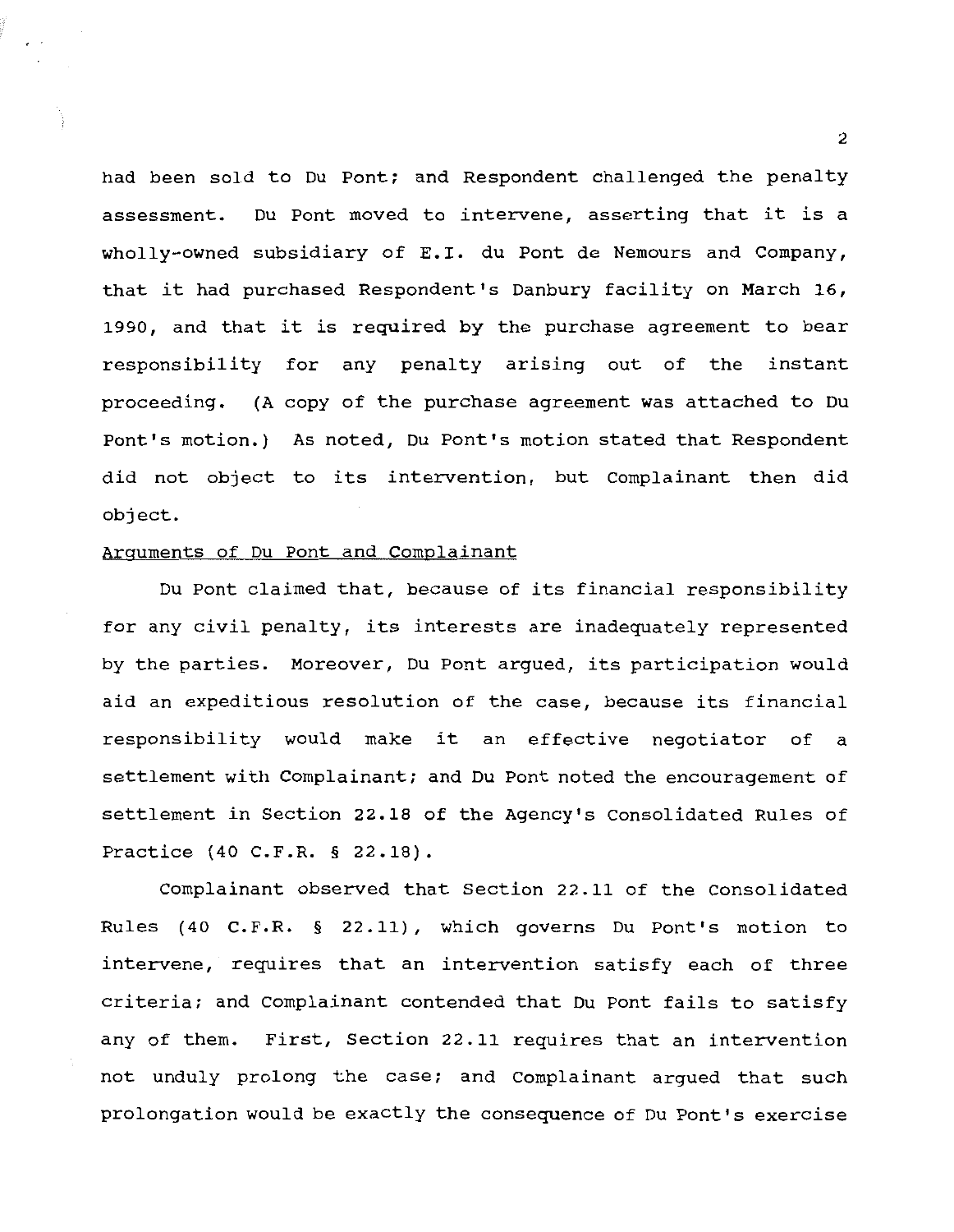had been sold to Du Pont; and Respondent challenged the penalty assessment. Du Pont moved to intervene, asserting that it is a wholly-owned subsidiary of E.I. du Pont de Nemours and Company, that it had purchased Respondent's Danbury facility on March 16, 1990, and that it is required by the purchase agreement to bear responsibility for any penalty arising out of the instant proceeding. (A copy of the purchase agreement was attached to Du Pont's motion.) As noted, Du Pont's motion stated that Respondent did not object to its intervention, but Complainant then did object.

Arguments of Du Pont and Complainant

Du Pont claimed that, because of its financial responsibility for any civil penalty, its interests are inadequately represented by the parties. Moreover, Du Pont argued, its participation would aid an expeditious resolution of the case, because its financial responsibility would make it an effective negotiator of a settlement with Complainant; and Du Pont noted the encouragement of settlement in Section 22.18 of the Agency's Consolidated Rules of Practice (40 C.F.R. § 22.18).

Complainant observed that Section 22.11 of the Consolidated Rules (40 C.F.R. § 22.11), which governs Du Pont's motion to intervene, requires that an intervention satisfy each of three criteria; and Complainant contended that Du Pont fails to satisfy any of them. First, Section 22.11 requires that an intervention not unduly prolong the case; and Complainant argued that such prolongation would be exactly the consequence of Du Pont's exercise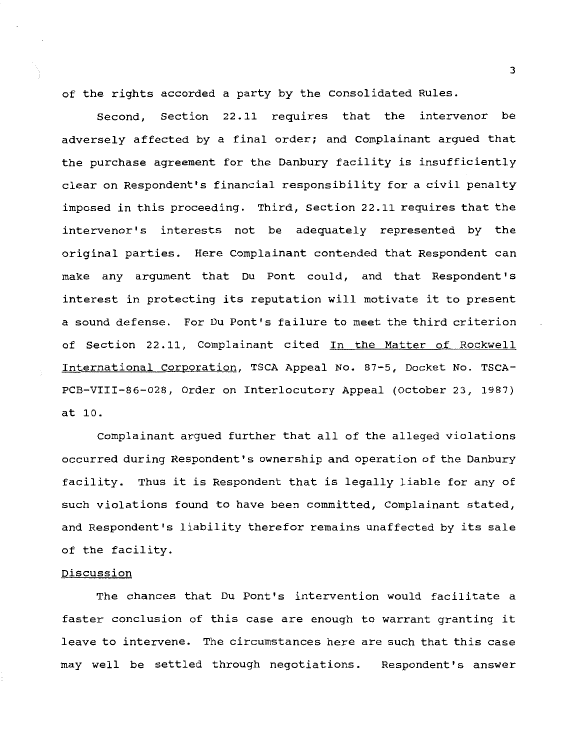of the rights accorded a party by the Consolidated Rules.

Second, Section 22.11 requires that the intervenor be adversely affected by a final order; and Complainant argued that the purchase agreement for the Danbury facility is insufficiently clear on Respondent's financial responsibility for a civil penalty imposed in this proceeding. Third, Section 22.11 requires that the intervenor's interests not be adequately represented by the original parties. Here Complainant contended that Respondent can make any argument that Du Pont could, and that Respondent's interest in protecting its reputation will motivate it to present a sound defense. For Du Pont's failure to meet the third criterion of Section 22.11, Complainant cited <u>In the Matter of Rockwell International Corporation</u>, TSCA Appeal No. 87-5, Docket No. TSCA-PCB-VIII-86-028, Order on Interlocutory Appeal (October 23, 1987) at 10.

Complainant argued further that all of the alleged violations occurred during Respondent's ownership and operation of the Danbury facility. Thus it is Respondent that is legally liable for any of such violations found to have been committed, Complainant stated, and Respondent's liability therefor remains unaffected by its sale of the facility.

<u>Discussion</u>

The chances that Du Pont's intervention would facilitate a faster conclusion of this case are enough to warrant granting it leave to intervene. The circumstances here are such that this case may well be settled through negotiations. Respondent's answer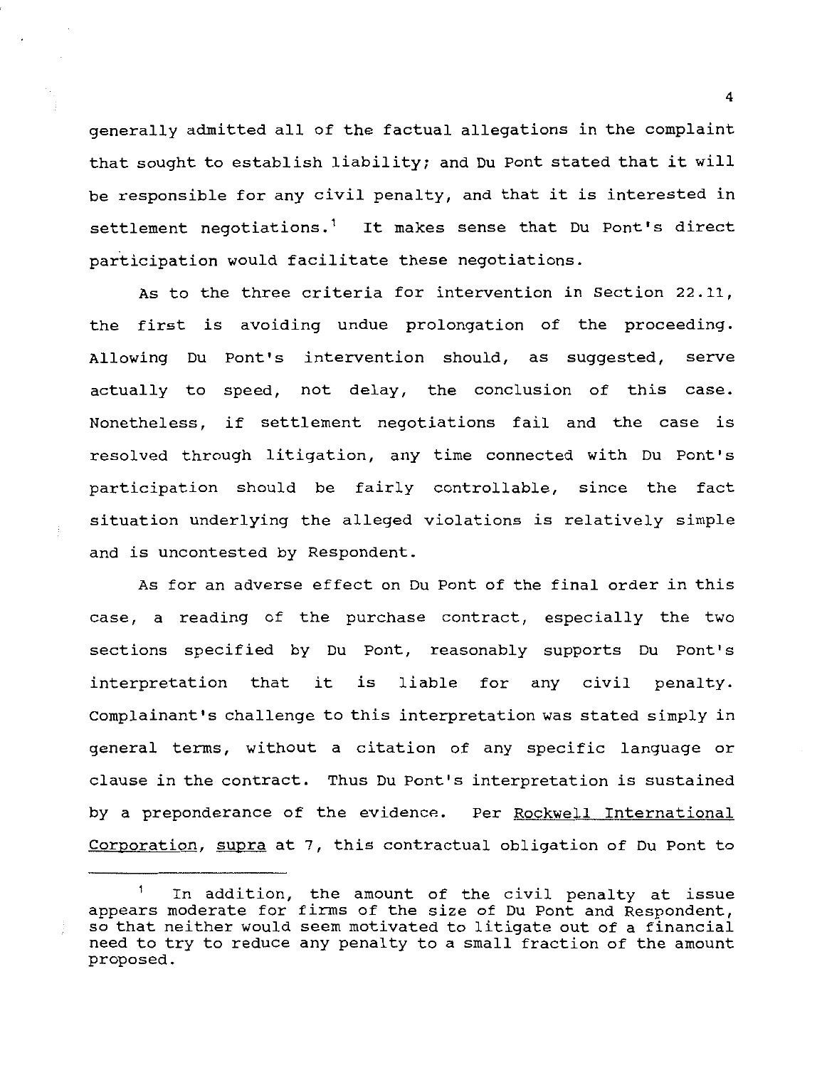generally admitted all of the factual allegations in the complaint that sought to establish liability; and Du Pont stated that it will be responsible for any civil penalty, and that it is interested in settlement negotiations.[1] It makes sense that Du Pont's direct participation would facilitate these negotiations.

As to the three criteria for intervention in Section 22.11, the first is avoiding undue prolongation of the proceeding. Allowing Du Pont's intervention should, as suggested, serve actually to speed, not delay, the conclusion of this case. Nonetheless, if settlement negotiations fail and the case is resolved through litigation, any time connected with Du Pont's participation should be fairly controllable, since the fact situation underlying the alleged violations is relatively simple and is uncontested by Respondent.

As for an adverse effect on Du Pont of the final order in this case, a reading of the purchase contract, especially the two sections specified by Du Pont, reasonably supports Du Pont's interpretation that it is liable for any civil penalty. Complainant's challenge to this interpretation was stated simply in general terms, without a citation of any specific language or clause in the contract. Thus Du Pont's interpretation is sustained by a preponderance of the evidence. Per Rockwell International Corporation, supra at 7, this contractual obligation of Du Pont to

---

[1] In addition, the amount of the civil penalty at issue appears moderate for firms of the size of Du Pont and Respondent, so that neither would seem motivated to litigate out of a financial need to try to reduce any penalty to a small fraction of the amount proposed.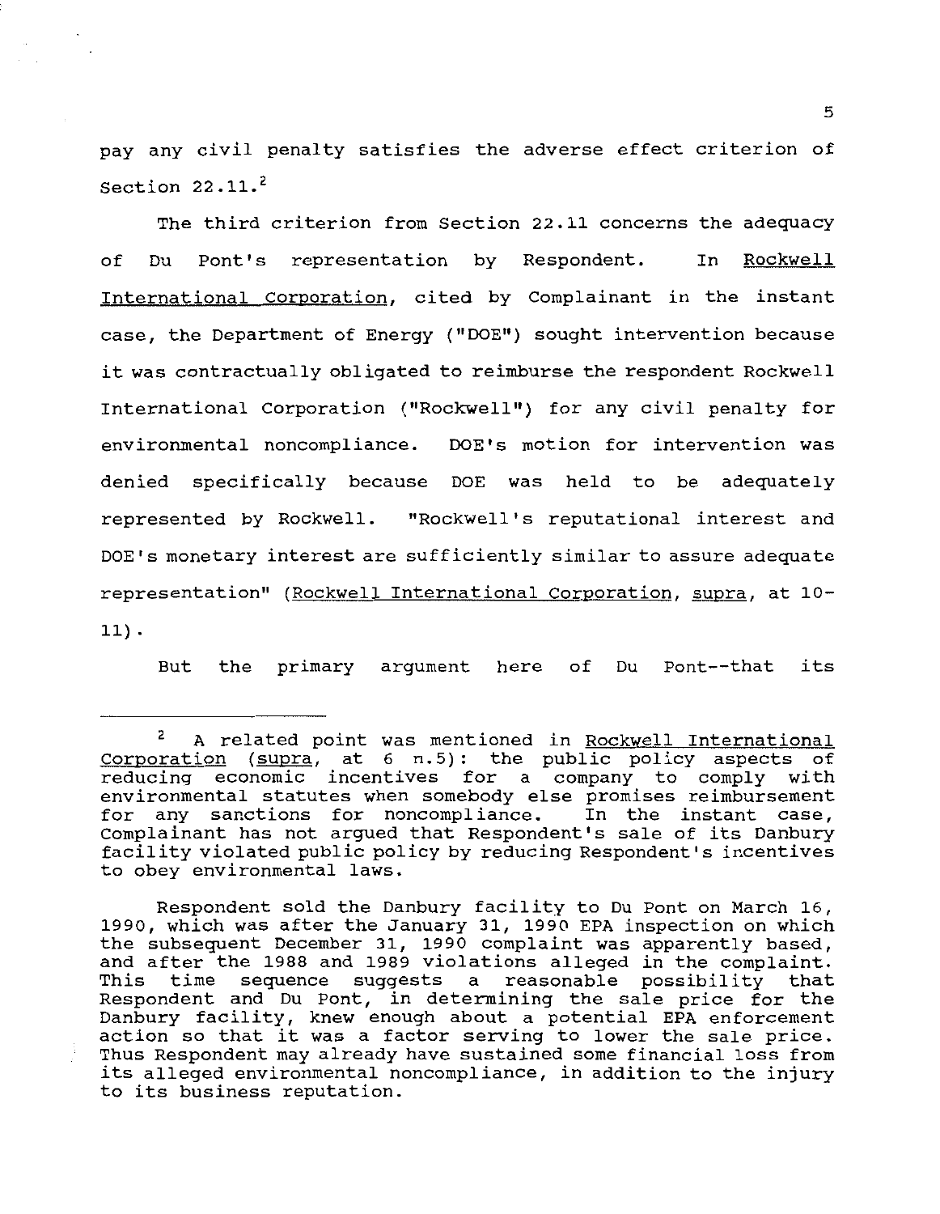pay any civil penalty satisfies the adverse effect criterion of Section 22.11.[2]

The third criterion from Section 22.11 concerns the adequacy of Du Pont's representation by Respondent. In Rockwell International Corporation, cited by Complainant in the instant case, the Department of Energy ("DOE") sought intervention because it was contractually obligated to reimburse the respondent Rockwell International Corporation ("Rockwell") for any civil penalty for environmental noncompliance. DOE's motion for intervention was denied specifically because DOE was held to be adequately represented by Rockwell. "Rockwell's reputational interest and DOE's monetary interest are sufficiently similar to assure adequate representation" (Rockwell International Corporation, supra, at 10-11).

But the primary argument here of Du Pont--that its

---

[2] A related point was mentioned in Rockwell International Corporation (supra, at 6 n.5): the public policy aspects of reducing economic incentives for a company to comply with environmental statutes when somebody else promises reimbursement for any sanctions for noncompliance. In the instant case, Complainant has not argued that Respondent's sale of its Danbury facility violated public policy by reducing Respondent's incentives to obey environmental laws.

Respondent sold the Danbury facility to Du Pont on March 16, 1990, which was after the January 31, 1990 EPA inspection on which the subsequent December 31, 1990 complaint was apparently based, and after the 1988 and 1989 violations alleged in the complaint. This time sequence suggests a reasonable possibility that Respondent and Du Pont, in determining the sale price for the Danbury facility, knew enough about a potential EPA enforcement action so that it was a factor serving to lower the sale price. Thus Respondent may already have sustained some financial loss from its alleged environmental noncompliance, in addition to the injury to its business reputation.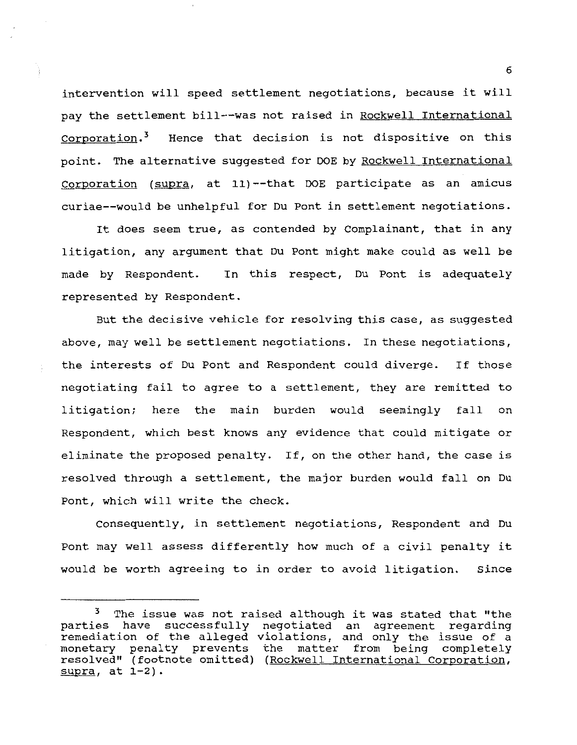intervention will speed settlement negotiations, because it will pay the settlement bill--was not raised in Rockwell International Corporation.[3] Hence that decision is not dispositive on this point. The alternative suggested for DOE by Rockwell International Corporation (supra, at 11)--that DOE participate as an amicus curiae--would be unhelpful for Du Pont in settlement negotiations.

It does seem true, as contended by Complainant, that in any litigation, any argument that Du Pont might make could as well be made by Respondent. In this respect, Du Pont is adequately represented by Respondent.

But the decisive vehicle for resolving this case, as suggested above, may well be settlement negotiations. In these negotiations, the interests of Du Pont and Respondent could diverge. If those negotiating fail to agree to a settlement, they are remitted to litigation; here the main burden would seemingly fall on Respondent, which best knows any evidence that could mitigate or eliminate the proposed penalty. If, on the other hand, the case is resolved through a settlement, the major burden would fall on Du Pont, which will write the check.

Consequently, in settlement negotiations, Respondent and Du Pont may well assess differently how much of a civil penalty it would be worth agreeing to in order to avoid litigation. Since

---

[3] The issue was not raised although it was stated that "the parties have successfully negotiated an agreement regarding remediation of the alleged violations, and only the issue of a monetary penalty prevents the matter from being completely resolved" (footnote omitted) (Rockwell International Corporation, supra, at 1-2).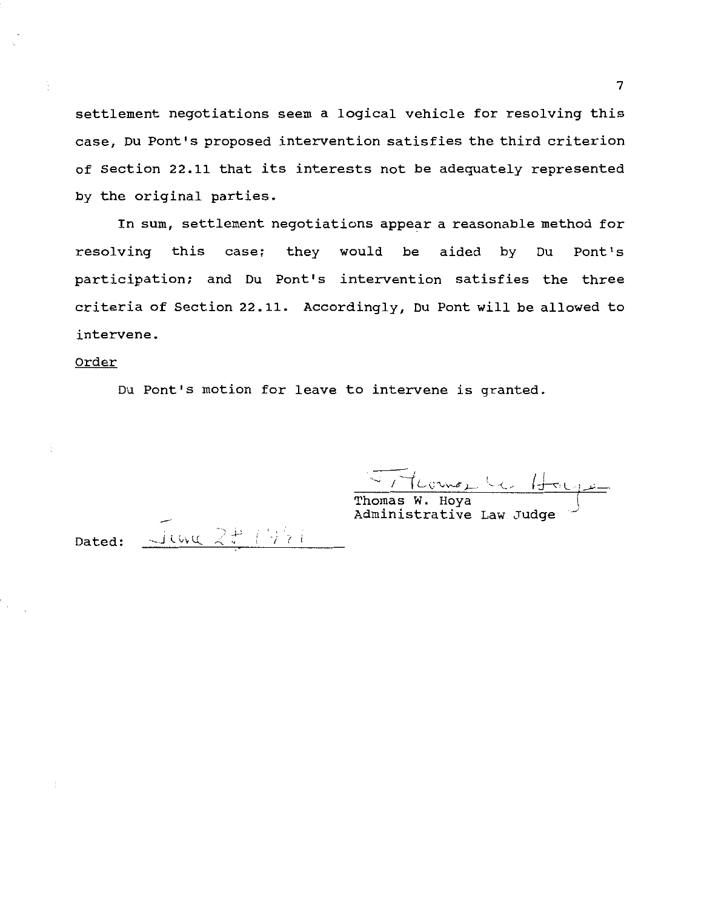settlement negotiations seem a logical vehicle for resolving this case, Du Pont's proposed intervention satisfies the third criterion of Section 22.11 that its interests not be adequately represented by the original parties.

In sum, settlement negotiations appear a reasonable method for resolving this case; they would be aided by Du Pont's participation; and Du Pont's intervention satisfies the three criteria of Section 22.11. Accordingly, Du Pont will be allowed to intervene.

<u>Order</u>

Du Pont's motion for leave to intervene is granted.

Thomas W. Hoya
Administrative Law Judge

Dated: June 28 1991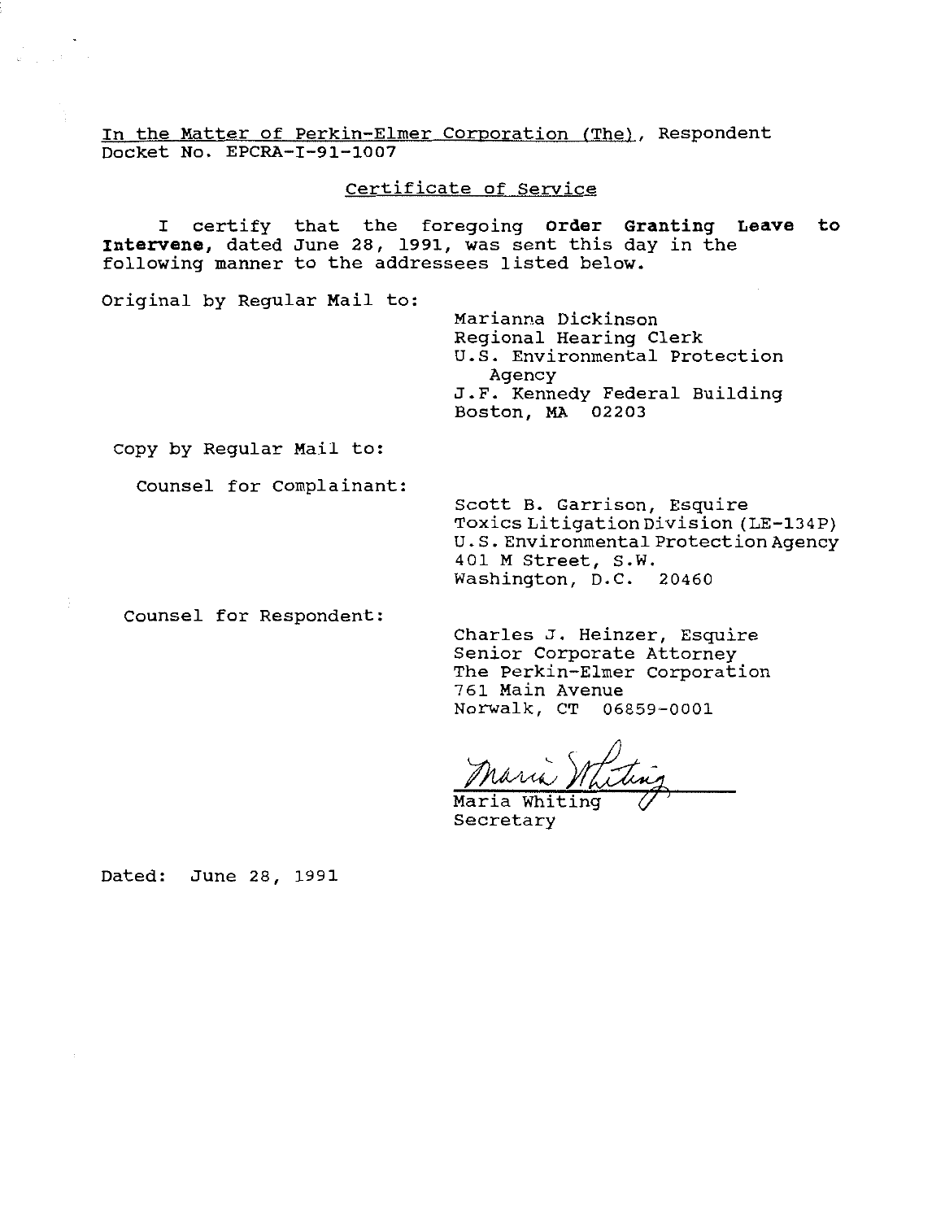In the Matter of Perkin-Elmer Corporation (The), Respondent
Docket No. EPCRA-I-91-1007

Certificate of Service

I certify that the foregoing **Order Granting Leave to Intervene,** dated June 28, 1991, was sent this day in the following manner to the addressees listed below.

Original by Regular Mail to:

Marianna Dickinson
Regional Hearing Clerk
U.S. Environmental Protection Agency
J.F. Kennedy Federal Building
Boston, MA 02203

Copy by Regular Mail to:

Counsel for Complainant:

Scott B. Garrison, Esquire
Toxics Litigation Division (LE-134P)
U.S. Environmental Protection Agency
401 M Street, S.W.
Washington, D.C. 20460

Counsel for Respondent:

Charles J. Heinzer, Esquire
Senior Corporate Attorney
The Perkin-Elmer Corporation
761 Main Avenue
Norwalk, CT 06859-0001

Maria Whiting
Secretary

Dated: June 28, 1991